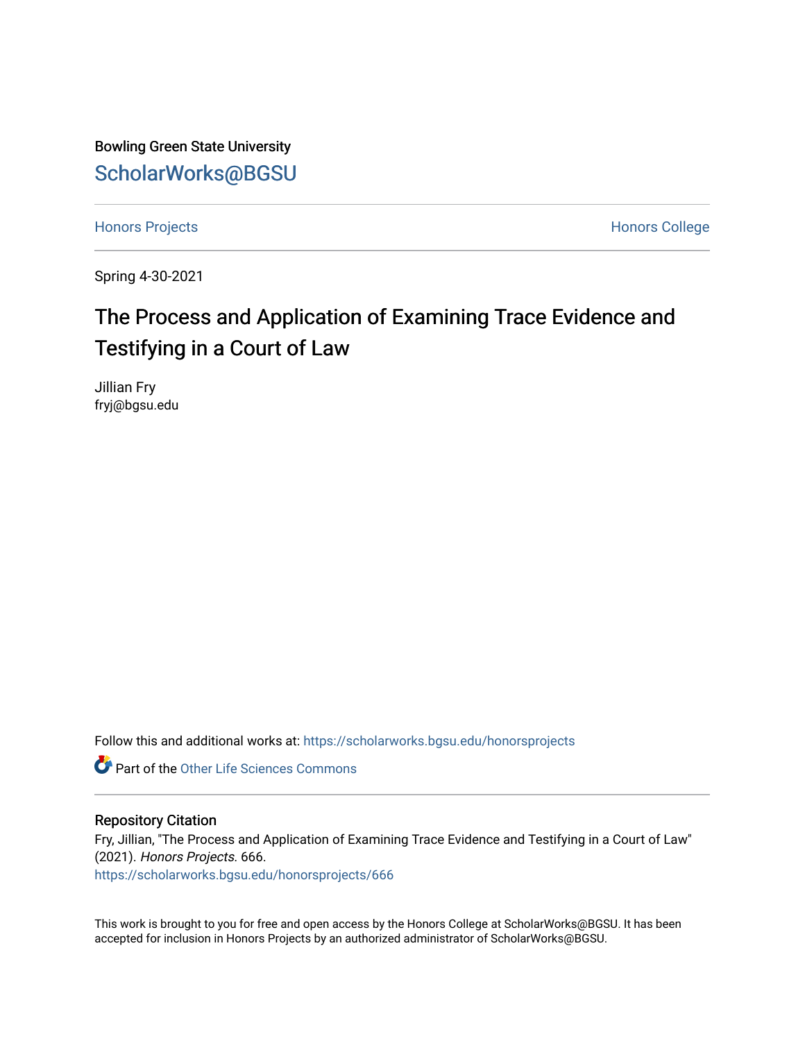Bowling Green State University

# ScholarWorks@BGSU

Honors Projects

Honors College

Spring 4-30-2021

## The Process and Application of Examining Trace Evidence and Testifying in a Court of Law

Jillian Fry
fryj@bgsu.edu

Follow this and additional works at: https://scholarworks.bgsu.edu/honorsprojects

Part of the Other Life Sciences Commons

### Repository Citation

Fry, Jillian, "The Process and Application of Examining Trace Evidence and Testifying in a Court of Law" (2021). *Honors Projects*. 666.
https://scholarworks.bgsu.edu/honorsprojects/666

This work is brought to you for free and open access by the Honors College at ScholarWorks@BGSU. It has been accepted for inclusion in Honors Projects by an authorized administrator of ScholarWorks@BGSU.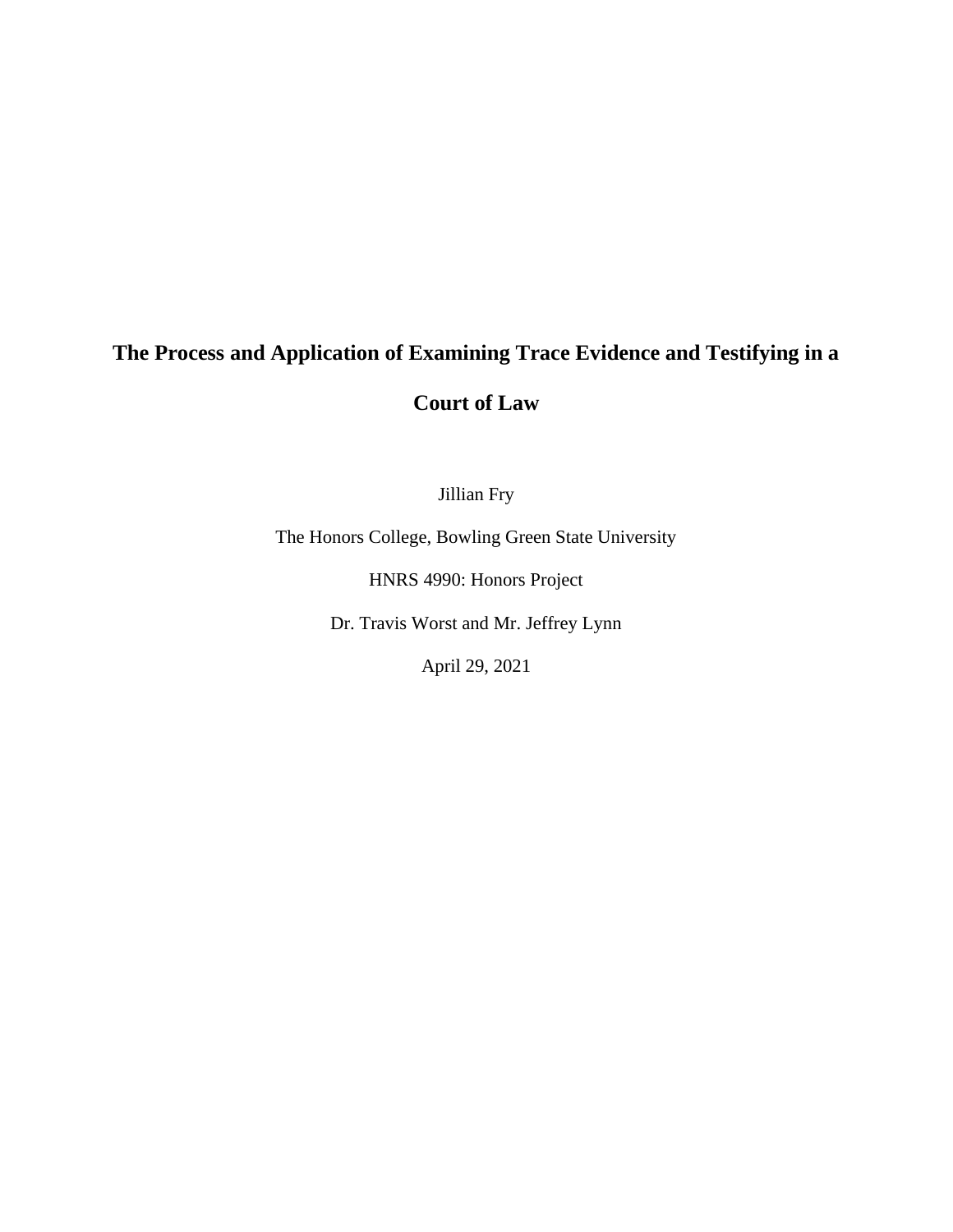# The Process and Application of Examining Trace Evidence and Testifying in a Court of Law

Jillian Fry

The Honors College, Bowling Green State University

HNRS 4990: Honors Project

Dr. Travis Worst and Mr. Jeffrey Lynn

April 29, 2021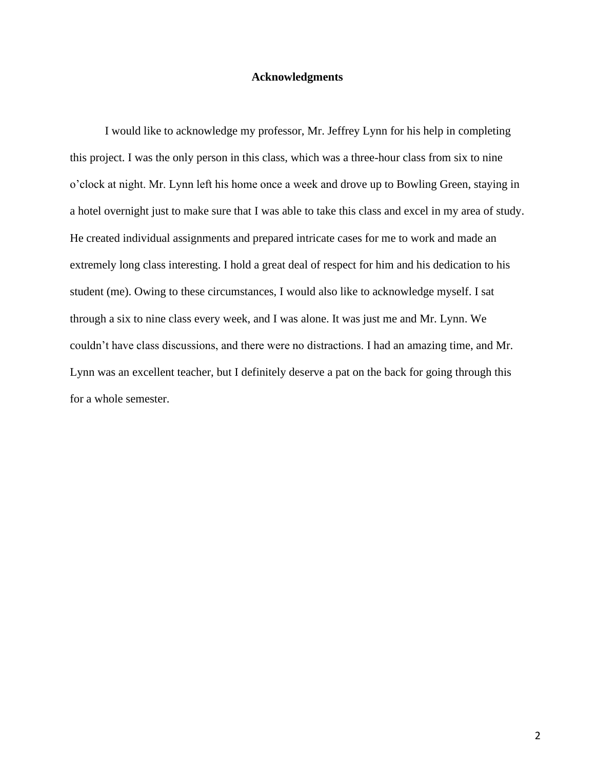## Acknowledgments

I would like to acknowledge my professor, Mr. Jeffrey Lynn for his help in completing this project. I was the only person in this class, which was a three-hour class from six to nine o'clock at night. Mr. Lynn left his home once a week and drove up to Bowling Green, staying in a hotel overnight just to make sure that I was able to take this class and excel in my area of study. He created individual assignments and prepared intricate cases for me to work and made an extremely long class interesting. I hold a great deal of respect for him and his dedication to his student (me). Owing to these circumstances, I would also like to acknowledge myself. I sat through a six to nine class every week, and I was alone. It was just me and Mr. Lynn. We couldn't have class discussions, and there were no distractions. I had an amazing time, and Mr. Lynn was an excellent teacher, but I definitely deserve a pat on the back for going through this for a whole semester.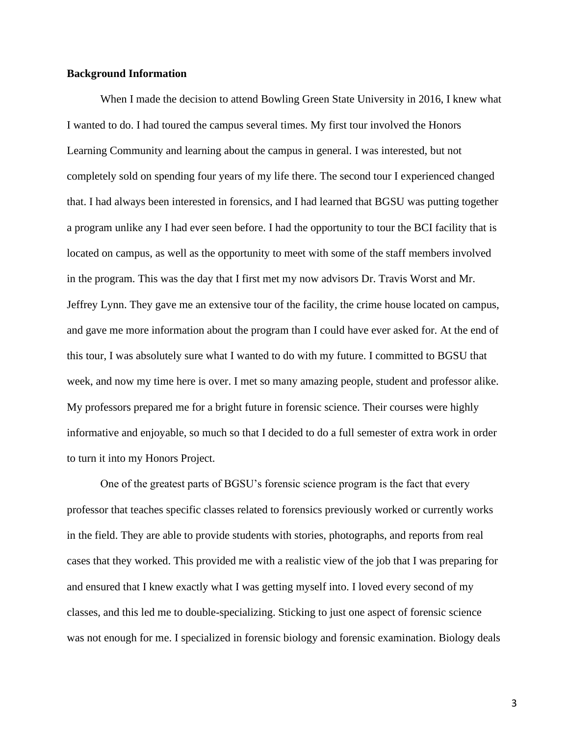**Background Information**

When I made the decision to attend Bowling Green State University in 2016, I knew what I wanted to do. I had toured the campus several times. My first tour involved the Honors Learning Community and learning about the campus in general. I was interested, but not completely sold on spending four years of my life there. The second tour I experienced changed that. I had always been interested in forensics, and I had learned that BGSU was putting together a program unlike any I had ever seen before. I had the opportunity to tour the BCI facility that is located on campus, as well as the opportunity to meet with some of the staff members involved in the program. This was the day that I first met my now advisors Dr. Travis Worst and Mr. Jeffrey Lynn. They gave me an extensive tour of the facility, the crime house located on campus, and gave me more information about the program than I could have ever asked for. At the end of this tour, I was absolutely sure what I wanted to do with my future. I committed to BGSU that week, and now my time here is over. I met so many amazing people, student and professor alike. My professors prepared me for a bright future in forensic science. Their courses were highly informative and enjoyable, so much so that I decided to do a full semester of extra work in order to turn it into my Honors Project.

One of the greatest parts of BGSU's forensic science program is the fact that every professor that teaches specific classes related to forensics previously worked or currently works in the field. They are able to provide students with stories, photographs, and reports from real cases that they worked. This provided me with a realistic view of the job that I was preparing for and ensured that I knew exactly what I was getting myself into. I loved every second of my classes, and this led me to double-specializing. Sticking to just one aspect of forensic science was not enough for me. I specialized in forensic biology and forensic examination. Biology deals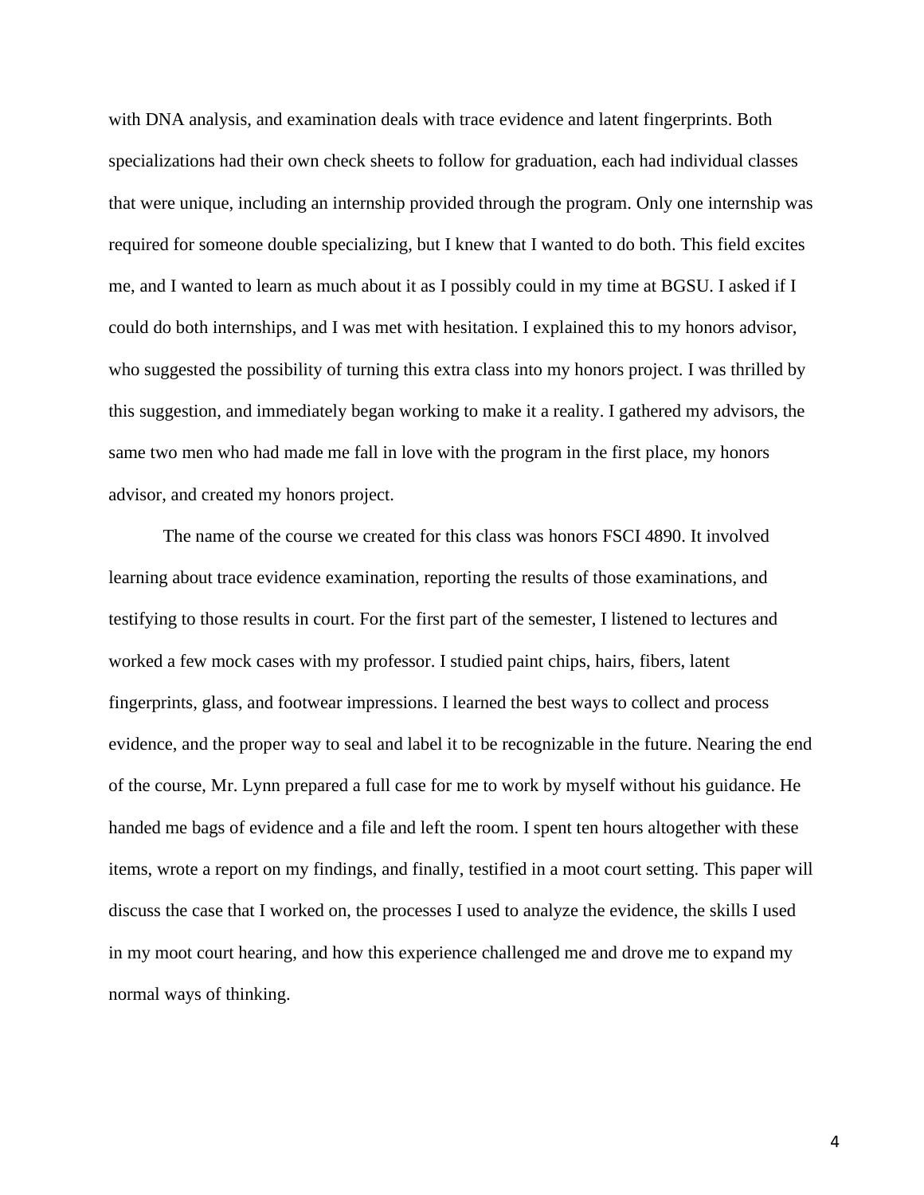with DNA analysis, and examination deals with trace evidence and latent fingerprints. Both specializations had their own check sheets to follow for graduation, each had individual classes that were unique, including an internship provided through the program. Only one internship was required for someone double specializing, but I knew that I wanted to do both. This field excites me, and I wanted to learn as much about it as I possibly could in my time at BGSU. I asked if I could do both internships, and I was met with hesitation. I explained this to my honors advisor, who suggested the possibility of turning this extra class into my honors project. I was thrilled by this suggestion, and immediately began working to make it a reality. I gathered my advisors, the same two men who had made me fall in love with the program in the first place, my honors advisor, and created my honors project.

The name of the course we created for this class was honors FSCI 4890. It involved learning about trace evidence examination, reporting the results of those examinations, and testifying to those results in court. For the first part of the semester, I listened to lectures and worked a few mock cases with my professor. I studied paint chips, hairs, fibers, latent fingerprints, glass, and footwear impressions. I learned the best ways to collect and process evidence, and the proper way to seal and label it to be recognizable in the future. Nearing the end of the course, Mr. Lynn prepared a full case for me to work by myself without his guidance. He handed me bags of evidence and a file and left the room. I spent ten hours altogether with these items, wrote a report on my findings, and finally, testified in a moot court setting. This paper will discuss the case that I worked on, the processes I used to analyze the evidence, the skills I used in my moot court hearing, and how this experience challenged me and drove me to expand my normal ways of thinking.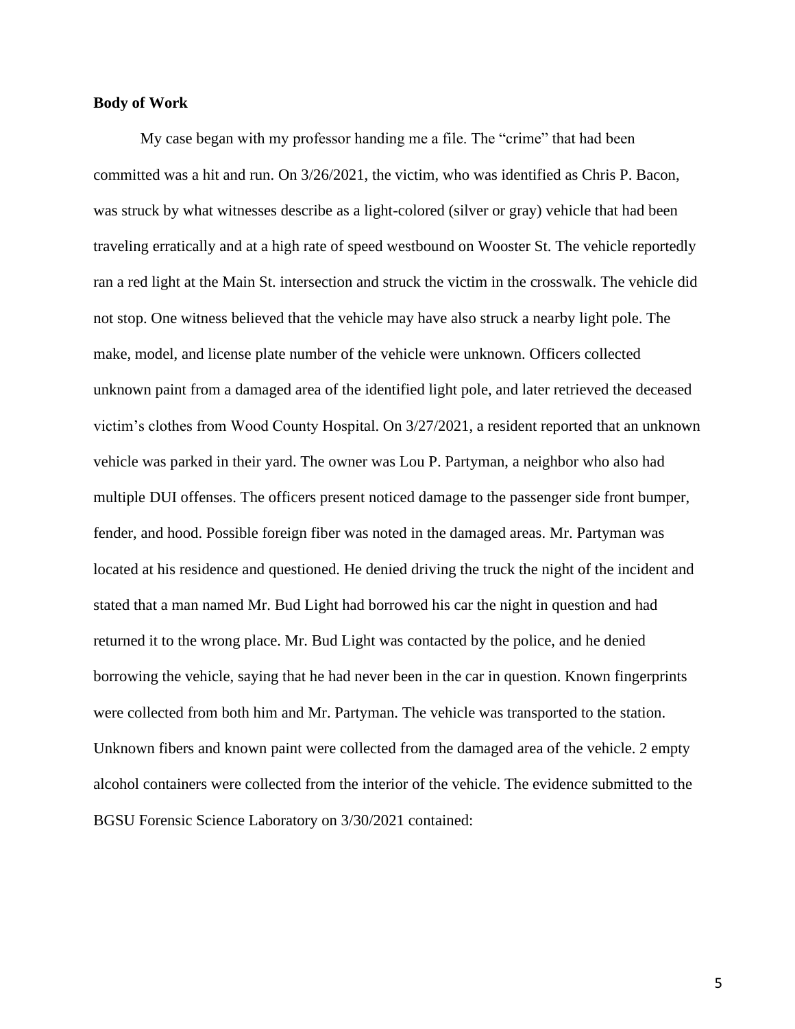**Body of Work**

My case began with my professor handing me a file. The "crime" that had been committed was a hit and run. On 3/26/2021, the victim, who was identified as Chris P. Bacon, was struck by what witnesses describe as a light-colored (silver or gray) vehicle that had been traveling erratically and at a high rate of speed westbound on Wooster St. The vehicle reportedly ran a red light at the Main St. intersection and struck the victim in the crosswalk. The vehicle did not stop. One witness believed that the vehicle may have also struck a nearby light pole. The make, model, and license plate number of the vehicle were unknown. Officers collected unknown paint from a damaged area of the identified light pole, and later retrieved the deceased victim's clothes from Wood County Hospital. On 3/27/2021, a resident reported that an unknown vehicle was parked in their yard. The owner was Lou P. Partyman, a neighbor who also had multiple DUI offenses. The officers present noticed damage to the passenger side front bumper, fender, and hood. Possible foreign fiber was noted in the damaged areas. Mr. Partyman was located at his residence and questioned. He denied driving the truck the night of the incident and stated that a man named Mr. Bud Light had borrowed his car the night in question and had returned it to the wrong place. Mr. Bud Light was contacted by the police, and he denied borrowing the vehicle, saying that he had never been in the car in question. Known fingerprints were collected from both him and Mr. Partyman. The vehicle was transported to the station. Unknown fibers and known paint were collected from the damaged area of the vehicle. 2 empty alcohol containers were collected from the interior of the vehicle. The evidence submitted to the BGSU Forensic Science Laboratory on 3/30/2021 contained: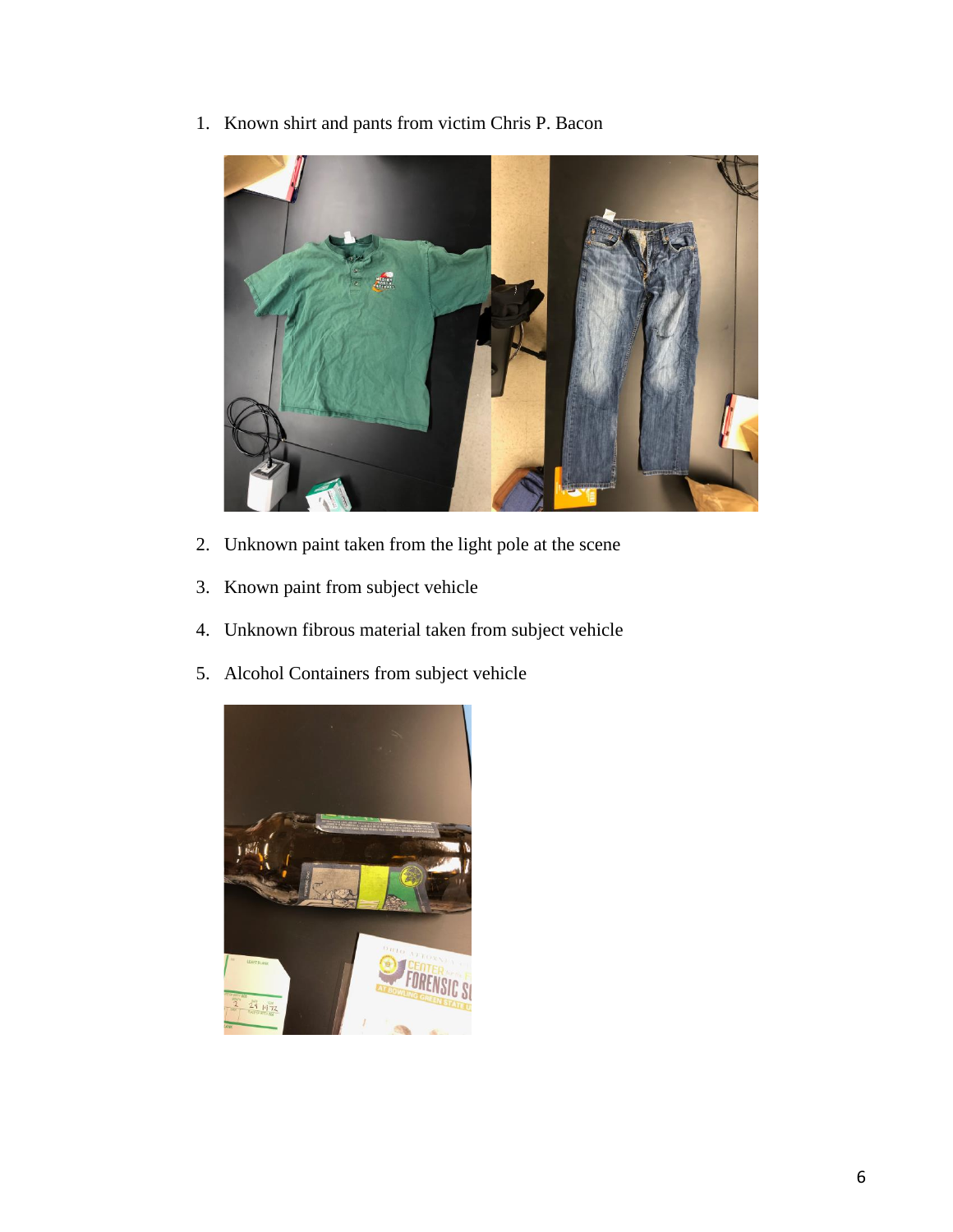1. Known shirt and pants from victim Chris P. Bacon

2. Unknown paint taken from the light pole at the scene

3. Known paint from subject vehicle

4. Unknown fibrous material taken from subject vehicle

5. Alcohol Containers from subject vehicle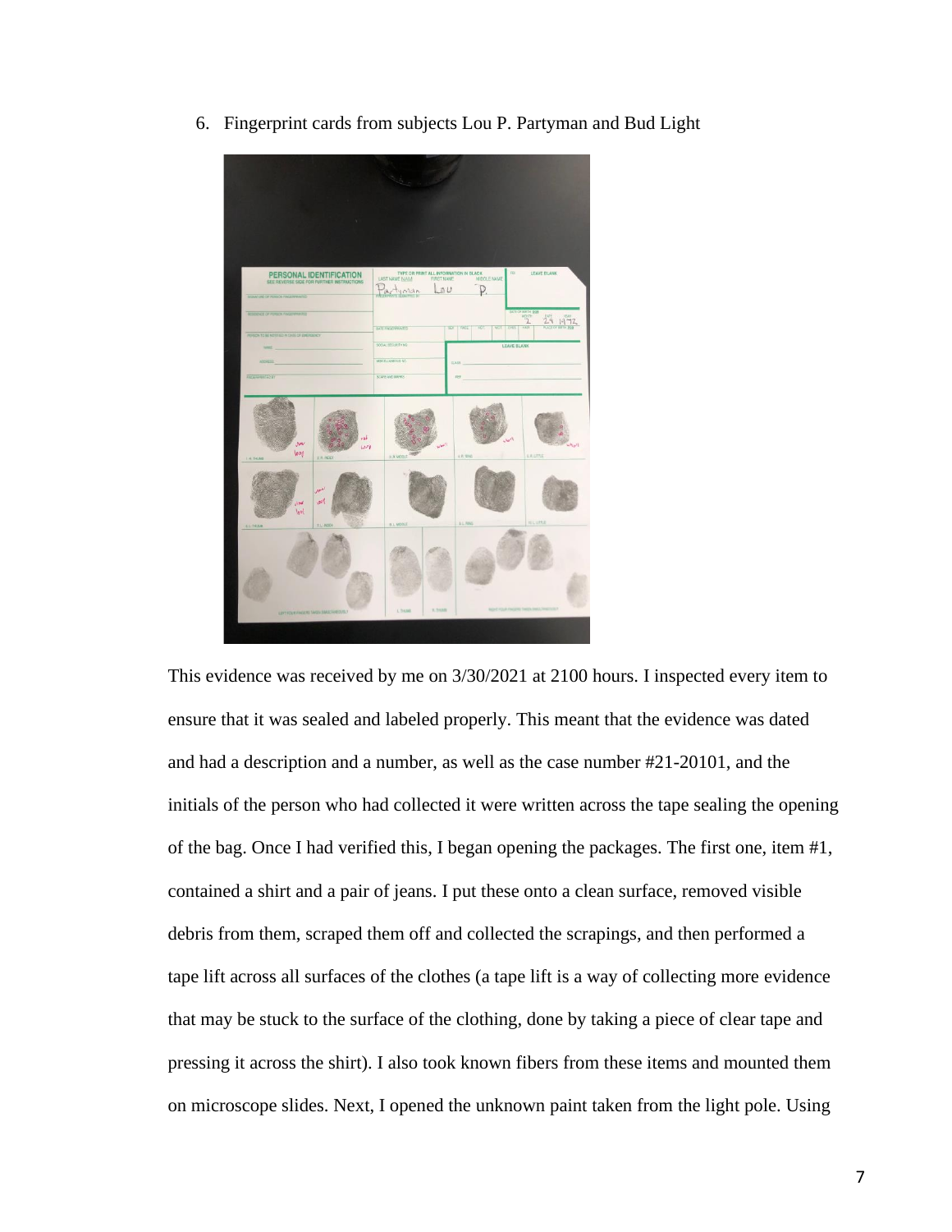6. Fingerprint cards from subjects Lou P. Partyman and Bud Light

This evidence was received by me on 3/30/2021 at 2100 hours. I inspected every item to ensure that it was sealed and labeled properly. This meant that the evidence was dated and had a description and a number, as well as the case number #21-20101, and the initials of the person who had collected it were written across the tape sealing the opening of the bag. Once I had verified this, I began opening the packages. The first one, item #1, contained a shirt and a pair of jeans. I put these onto a clean surface, removed visible debris from them, scraped them off and collected the scrapings, and then performed a tape lift across all surfaces of the clothes (a tape lift is a way of collecting more evidence that may be stuck to the surface of the clothing, done by taking a piece of clear tape and pressing it across the shirt). I also took known fibers from these items and mounted them on microscope slides. Next, I opened the unknown paint taken from the light pole. Using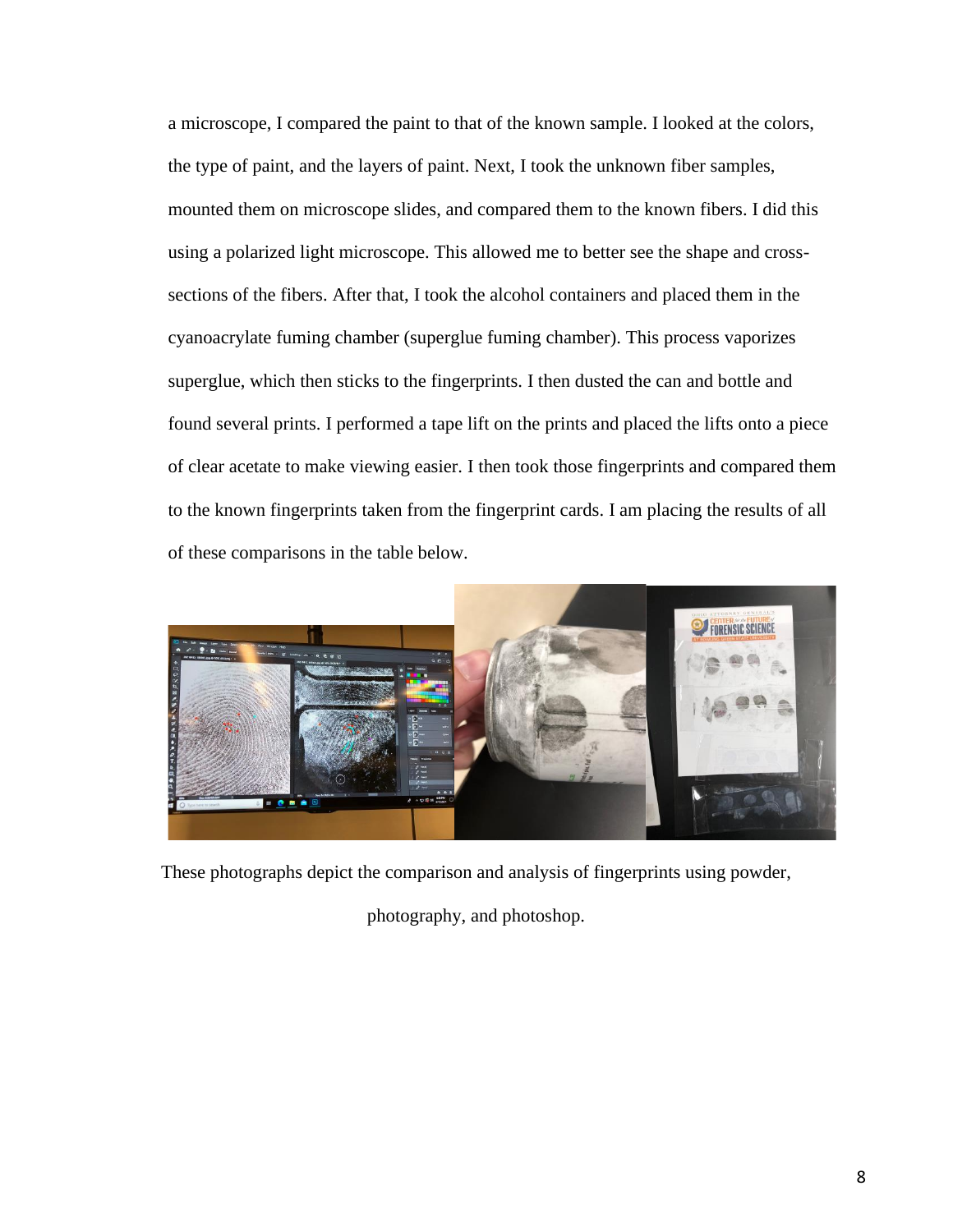a microscope, I compared the paint to that of the known sample. I looked at the colors, the type of paint, and the layers of paint. Next, I took the unknown fiber samples, mounted them on microscope slides, and compared them to the known fibers. I did this using a polarized light microscope. This allowed me to better see the shape and cross-sections of the fibers. After that, I took the alcohol containers and placed them in the cyanoacrylate fuming chamber (superglue fuming chamber). This process vaporizes superglue, which then sticks to the fingerprints. I then dusted the can and bottle and found several prints. I performed a tape lift on the prints and placed the lifts onto a piece of clear acetate to make viewing easier. I then took those fingerprints and compared them to the known fingerprints taken from the fingerprint cards. I am placing the results of all of these comparisons in the table below.

These photographs depict the comparison and analysis of fingerprints using powder, photography, and photoshop.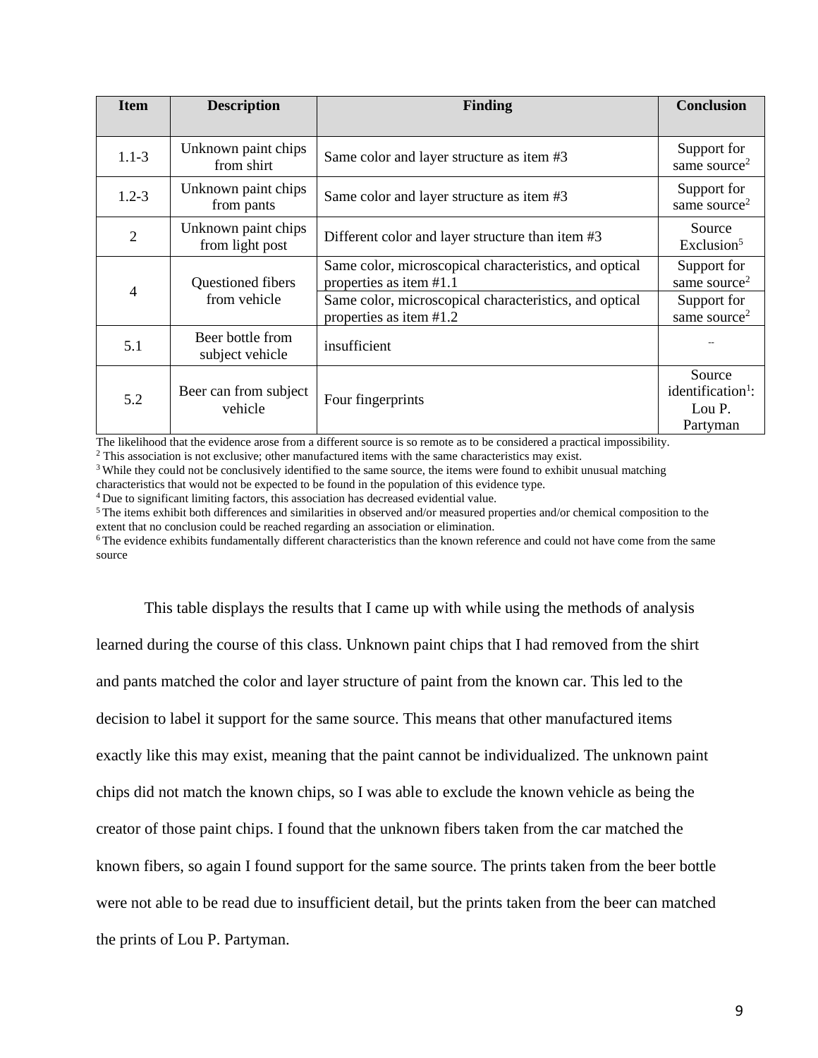| Item | Description | Finding | Conclusion |
| --- | --- | --- | --- |
| 1.1-3 | Unknown paint chips from shirt | Same color and layer structure as item #3 | Support for same source[2] |
| 1.2-3 | Unknown paint chips from pants | Same color and layer structure as item #3 | Support for same source[2] |
| 2 | Unknown paint chips from light post | Different color and layer structure than item #3 | Source Exclusion[5] |
| 4 | Questioned fibers from vehicle | Same color, microscopical characteristics, and optical properties as item #1.1 | Support for same source[2] |
| | | Same color, microscopical characteristics, and optical properties as item #1.2 | Support for same source[2] |
| 5.1 | Beer bottle from subject vehicle | insufficient | -- |
| 5.2 | Beer can from subject vehicle | Four fingerprints | Source identification[1]: Lou P. Partyman |

The likelihood that the evidence arose from a different source is so remote as to be considered a practical impossibility.
[2] This association is not exclusive; other manufactured items with the same characteristics may exist.
[3] While they could not be conclusively identified to the same source, the items were found to exhibit unusual matching characteristics that would not be expected to be found in the population of this evidence type.
[4] Due to significant limiting factors, this association has decreased evidential value.
[5] The items exhibit both differences and similarities in observed and/or measured properties and/or chemical composition to the extent that no conclusion could be reached regarding an association or elimination.
[6] The evidence exhibits fundamentally different characteristics than the known reference and could not have come from the same source

This table displays the results that I came up with while using the methods of analysis learned during the course of this class. Unknown paint chips that I had removed from the shirt and pants matched the color and layer structure of paint from the known car. This led to the decision to label it support for the same source. This means that other manufactured items exactly like this may exist, meaning that the paint cannot be individualized. The unknown paint chips did not match the known chips, so I was able to exclude the known vehicle as being the creator of those paint chips. I found that the unknown fibers taken from the car matched the known fibers, so again I found support for the same source. The prints taken from the beer bottle were not able to be read due to insufficient detail, but the prints taken from the beer can matched the prints of Lou P. Partyman.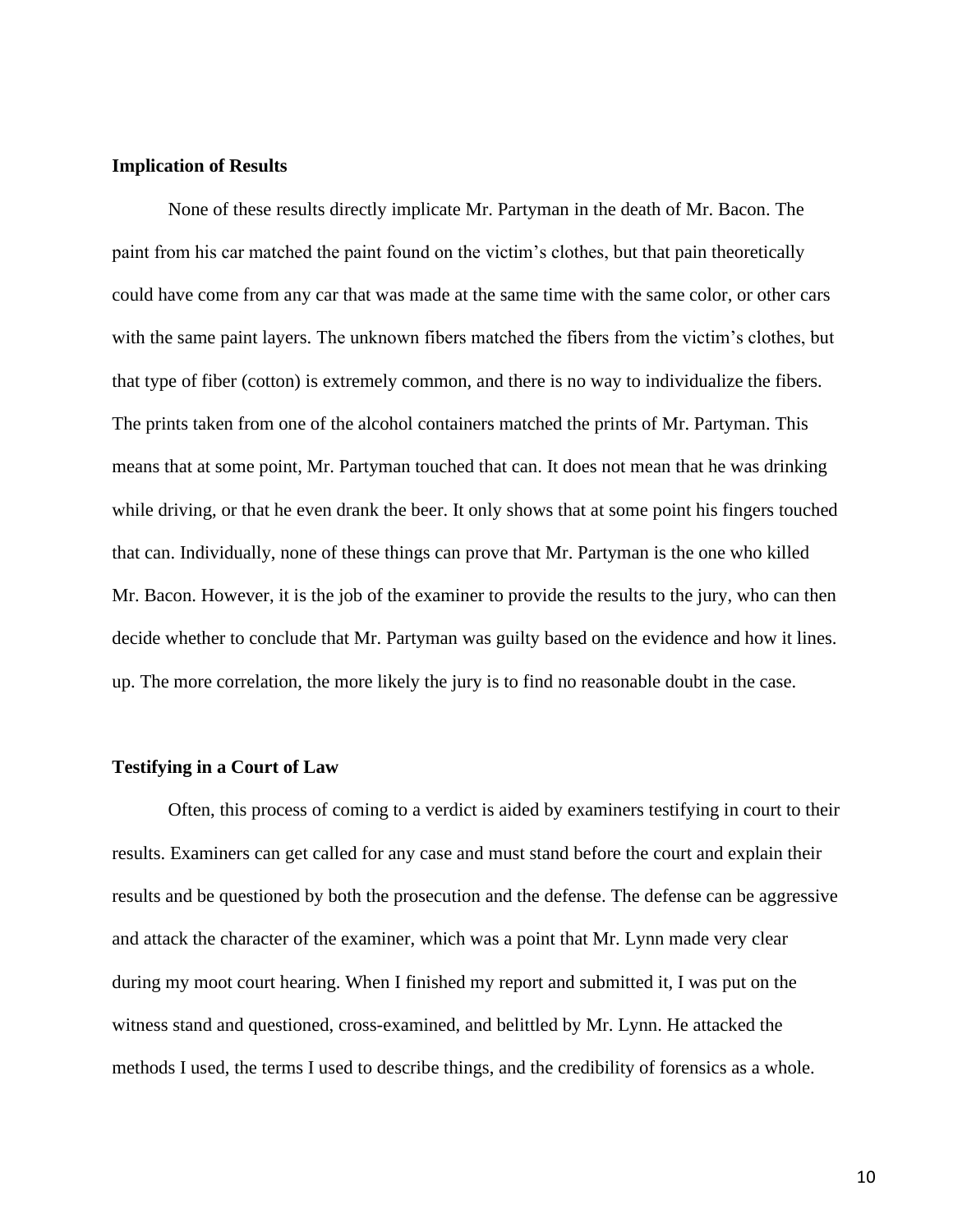**Implication of Results**

None of these results directly implicate Mr. Partyman in the death of Mr. Bacon. The paint from his car matched the paint found on the victim's clothes, but that pain theoretically could have come from any car that was made at the same time with the same color, or other cars with the same paint layers. The unknown fibers matched the fibers from the victim's clothes, but that type of fiber (cotton) is extremely common, and there is no way to individualize the fibers. The prints taken from one of the alcohol containers matched the prints of Mr. Partyman. This means that at some point, Mr. Partyman touched that can. It does not mean that he was drinking while driving, or that he even drank the beer. It only shows that at some point his fingers touched that can. Individually, none of these things can prove that Mr. Partyman is the one who killed Mr. Bacon. However, it is the job of the examiner to provide the results to the jury, who can then decide whether to conclude that Mr. Partyman was guilty based on the evidence and how it lines. up. The more correlation, the more likely the jury is to find no reasonable doubt in the case.

**Testifying in a Court of Law**

Often, this process of coming to a verdict is aided by examiners testifying in court to their results. Examiners can get called for any case and must stand before the court and explain their results and be questioned by both the prosecution and the defense. The defense can be aggressive and attack the character of the examiner, which was a point that Mr. Lynn made very clear during my moot court hearing. When I finished my report and submitted it, I was put on the witness stand and questioned, cross-examined, and belittled by Mr. Lynn. He attacked the methods I used, the terms I used to describe things, and the credibility of forensics as a whole.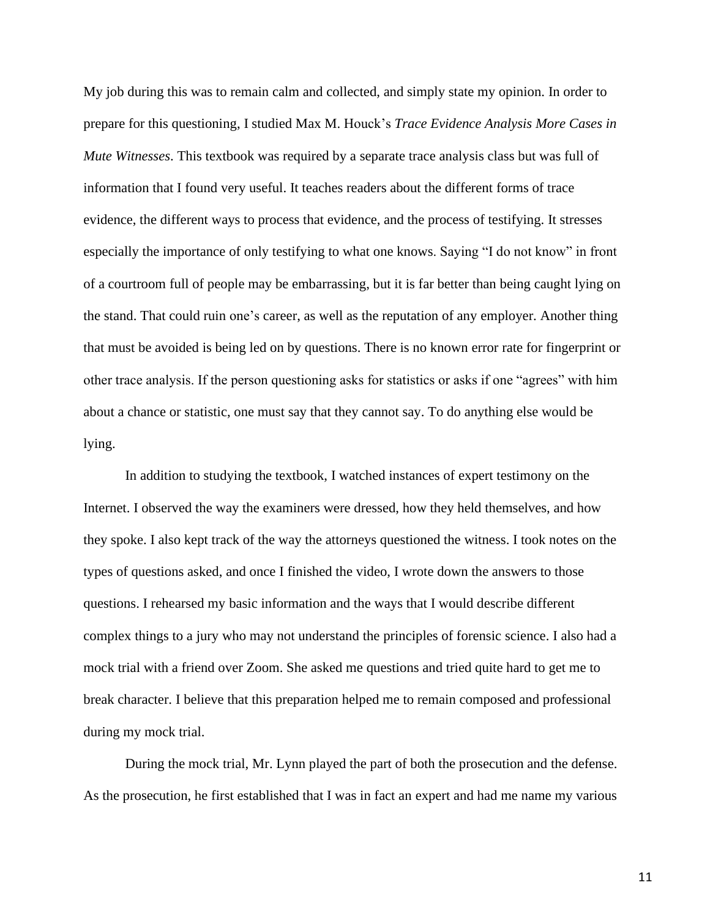My job during this was to remain calm and collected, and simply state my opinion. In order to prepare for this questioning, I studied Max M. Houck's *Trace Evidence Analysis More Cases in Mute Witnesses*. This textbook was required by a separate trace analysis class but was full of information that I found very useful. It teaches readers about the different forms of trace evidence, the different ways to process that evidence, and the process of testifying. It stresses especially the importance of only testifying to what one knows. Saying "I do not know" in front of a courtroom full of people may be embarrassing, but it is far better than being caught lying on the stand. That could ruin one's career, as well as the reputation of any employer. Another thing that must be avoided is being led on by questions. There is no known error rate for fingerprint or other trace analysis. If the person questioning asks for statistics or asks if one "agrees" with him about a chance or statistic, one must say that they cannot say. To do anything else would be lying.

In addition to studying the textbook, I watched instances of expert testimony on the Internet. I observed the way the examiners were dressed, how they held themselves, and how they spoke. I also kept track of the way the attorneys questioned the witness. I took notes on the types of questions asked, and once I finished the video, I wrote down the answers to those questions. I rehearsed my basic information and the ways that I would describe different complex things to a jury who may not understand the principles of forensic science. I also had a mock trial with a friend over Zoom. She asked me questions and tried quite hard to get me to break character. I believe that this preparation helped me to remain composed and professional during my mock trial.

During the mock trial, Mr. Lynn played the part of both the prosecution and the defense. As the prosecution, he first established that I was in fact an expert and had me name my various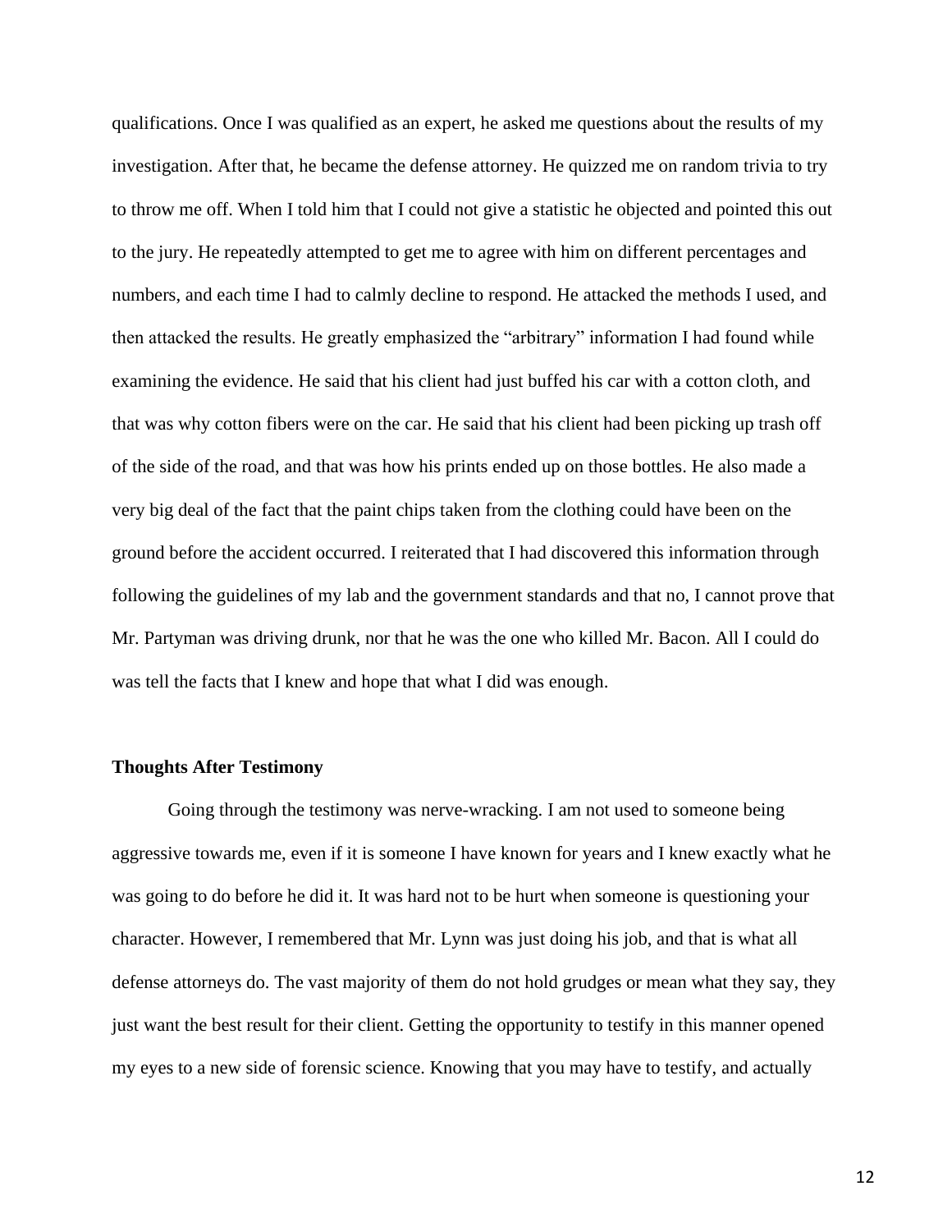qualifications. Once I was qualified as an expert, he asked me questions about the results of my investigation. After that, he became the defense attorney. He quizzed me on random trivia to try to throw me off. When I told him that I could not give a statistic he objected and pointed this out to the jury. He repeatedly attempted to get me to agree with him on different percentages and numbers, and each time I had to calmly decline to respond. He attacked the methods I used, and then attacked the results. He greatly emphasized the "arbitrary" information I had found while examining the evidence. He said that his client had just buffed his car with a cotton cloth, and that was why cotton fibers were on the car. He said that his client had been picking up trash off of the side of the road, and that was how his prints ended up on those bottles. He also made a very big deal of the fact that the paint chips taken from the clothing could have been on the ground before the accident occurred. I reiterated that I had discovered this information through following the guidelines of my lab and the government standards and that no, I cannot prove that Mr. Partyman was driving drunk, nor that he was the one who killed Mr. Bacon. All I could do was tell the facts that I knew and hope that what I did was enough.

**Thoughts After Testimony**

Going through the testimony was nerve-wracking. I am not used to someone being aggressive towards me, even if it is someone I have known for years and I knew exactly what he was going to do before he did it. It was hard not to be hurt when someone is questioning your character. However, I remembered that Mr. Lynn was just doing his job, and that is what all defense attorneys do. The vast majority of them do not hold grudges or mean what they say, they just want the best result for their client. Getting the opportunity to testify in this manner opened my eyes to a new side of forensic science. Knowing that you may have to testify, and actually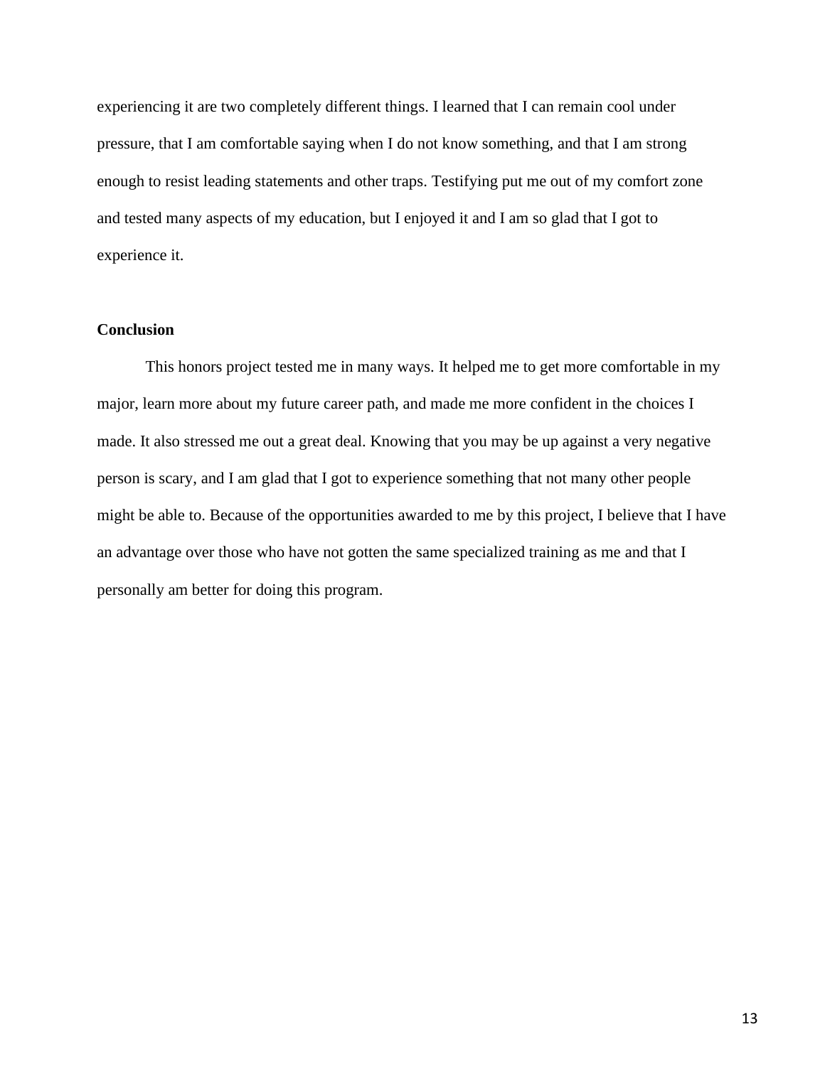experiencing it are two completely different things. I learned that I can remain cool under pressure, that I am comfortable saying when I do not know something, and that I am strong enough to resist leading statements and other traps. Testifying put me out of my comfort zone and tested many aspects of my education, but I enjoyed it and I am so glad that I got to experience it.

**Conclusion**

This honors project tested me in many ways. It helped me to get more comfortable in my major, learn more about my future career path, and made me more confident in the choices I made. It also stressed me out a great deal. Knowing that you may be up against a very negative person is scary, and I am glad that I got to experience something that not many other people might be able to. Because of the opportunities awarded to me by this project, I believe that I have an advantage over those who have not gotten the same specialized training as me and that I personally am better for doing this program.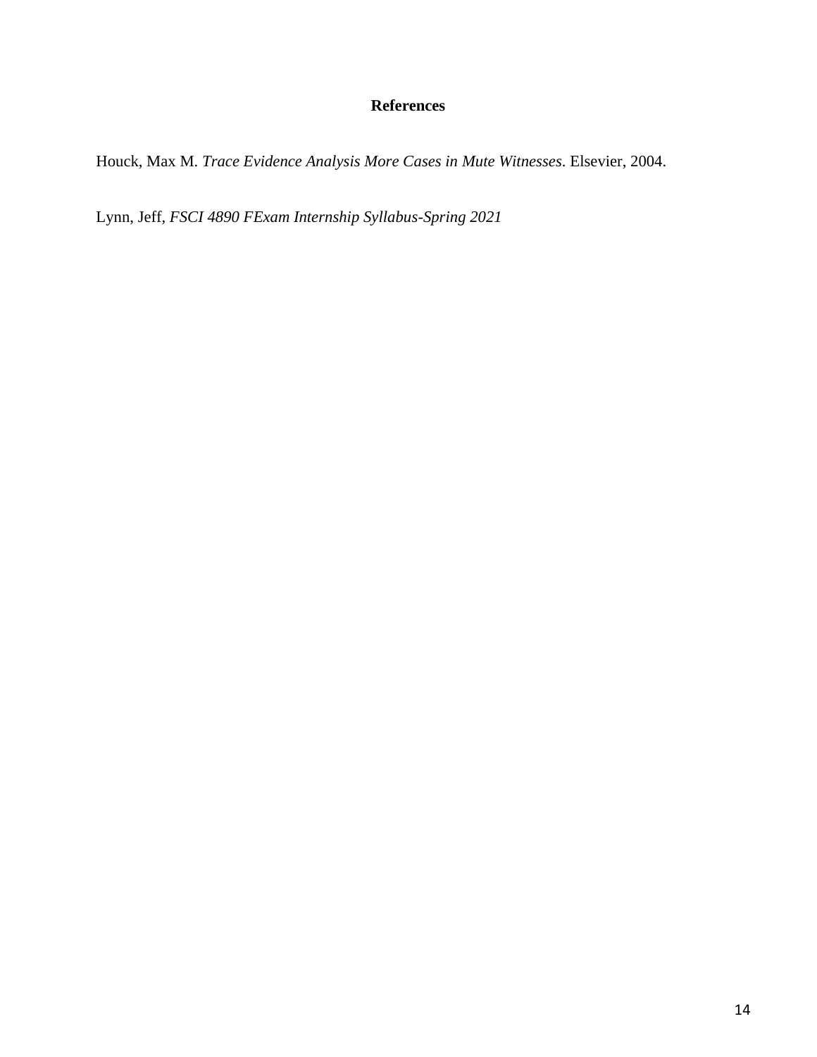# References

Houck, Max M. *Trace Evidence Analysis More Cases in Mute Witnesses*. Elsevier, 2004.

Lynn, Jeff, *FSCI 4890 FExam Internship Syllabus-Spring 2021*